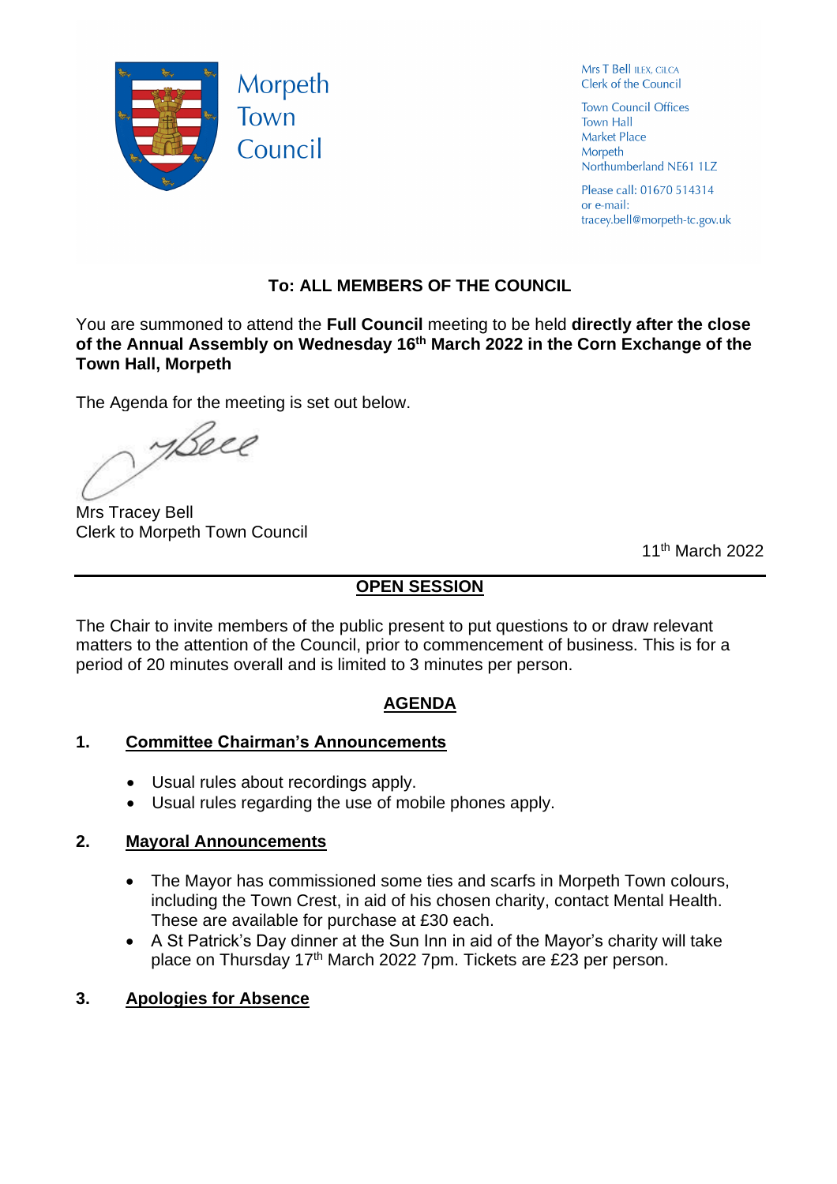Morpeth Town Council

Mrs T Bell ILEX, CiLCA
Clerk of the Council

Town Council Offices
Town Hall
Market Place
Morpeth
Northumberland NE61 1LZ

Please call: 01670 514314
or e-mail:
tracey.bell@morpeth-tc.gov.uk

## To: ALL MEMBERS OF THE COUNCIL

You are summoned to attend the **Full Council** meeting to be held **directly after the close of the Annual Assembly on Wednesday 16th March 2022 in the Corn Exchange of the Town Hall, Morpeth**

The Agenda for the meeting is set out below.

Mrs Tracey Bell
Clerk to Morpeth Town Council

11th March 2022

---

## OPEN SESSION

The Chair to invite members of the public present to put questions to or draw relevant matters to the attention of the Council, prior to commencement of business. This is for a period of 20 minutes overall and is limited to 3 minutes per person.

## AGENDA

### 1. Committee Chairman's Announcements

- Usual rules about recordings apply.
- Usual rules regarding the use of mobile phones apply.

### 2. Mayoral Announcements

- The Mayor has commissioned some ties and scarfs in Morpeth Town colours, including the Town Crest, in aid of his chosen charity, contact Mental Health. These are available for purchase at £30 each.
- A St Patrick's Day dinner at the Sun Inn in aid of the Mayor's charity will take place on Thursday 17th March 2022 7pm. Tickets are £23 per person.

### 3. Apologies for Absence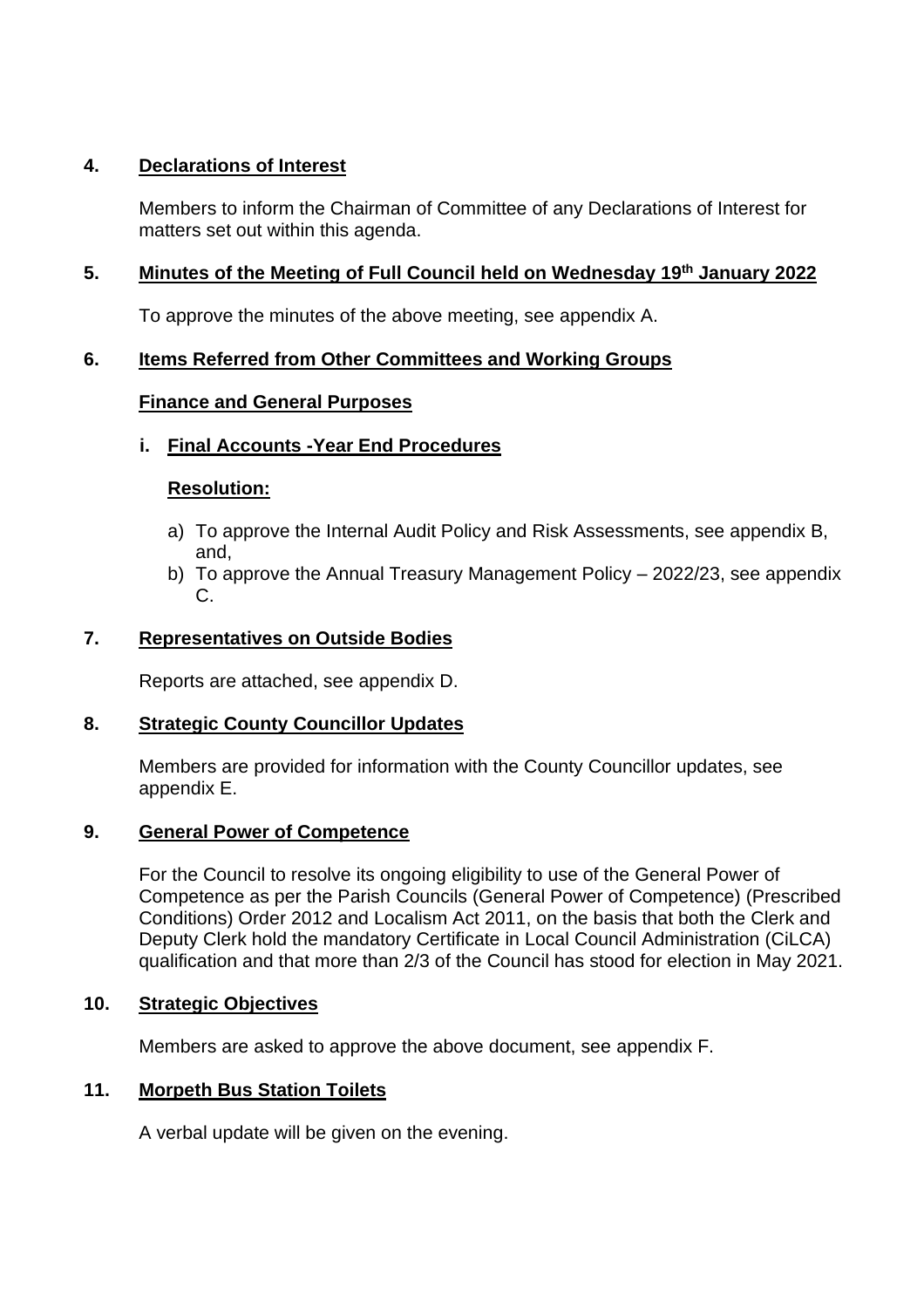## 4. Declarations of Interest

Members to inform the Chairman of Committee of any Declarations of Interest for matters set out within this agenda.

## 5. Minutes of the Meeting of Full Council held on Wednesday 19th January 2022

To approve the minutes of the above meeting, see appendix A.

## 6. Items Referred from Other Committees and Working Groups

### Finance and General Purposes

#### i. Final Accounts -Year End Procedures

**Resolution:**

a) To approve the Internal Audit Policy and Risk Assessments, see appendix B, and,
b) To approve the Annual Treasury Management Policy – 2022/23, see appendix C.

## 7. Representatives on Outside Bodies

Reports are attached, see appendix D.

## 8. Strategic County Councillor Updates

Members are provided for information with the County Councillor updates, see appendix E.

## 9. General Power of Competence

For the Council to resolve its ongoing eligibility to use of the General Power of Competence as per the Parish Councils (General Power of Competence) (Prescribed Conditions) Order 2012 and Localism Act 2011, on the basis that both the Clerk and Deputy Clerk hold the mandatory Certificate in Local Council Administration (CiLCA) qualification and that more than 2/3 of the Council has stood for election in May 2021.

## 10. Strategic Objectives

Members are asked to approve the above document, see appendix F.

## 11. Morpeth Bus Station Toilets

A verbal update will be given on the evening.